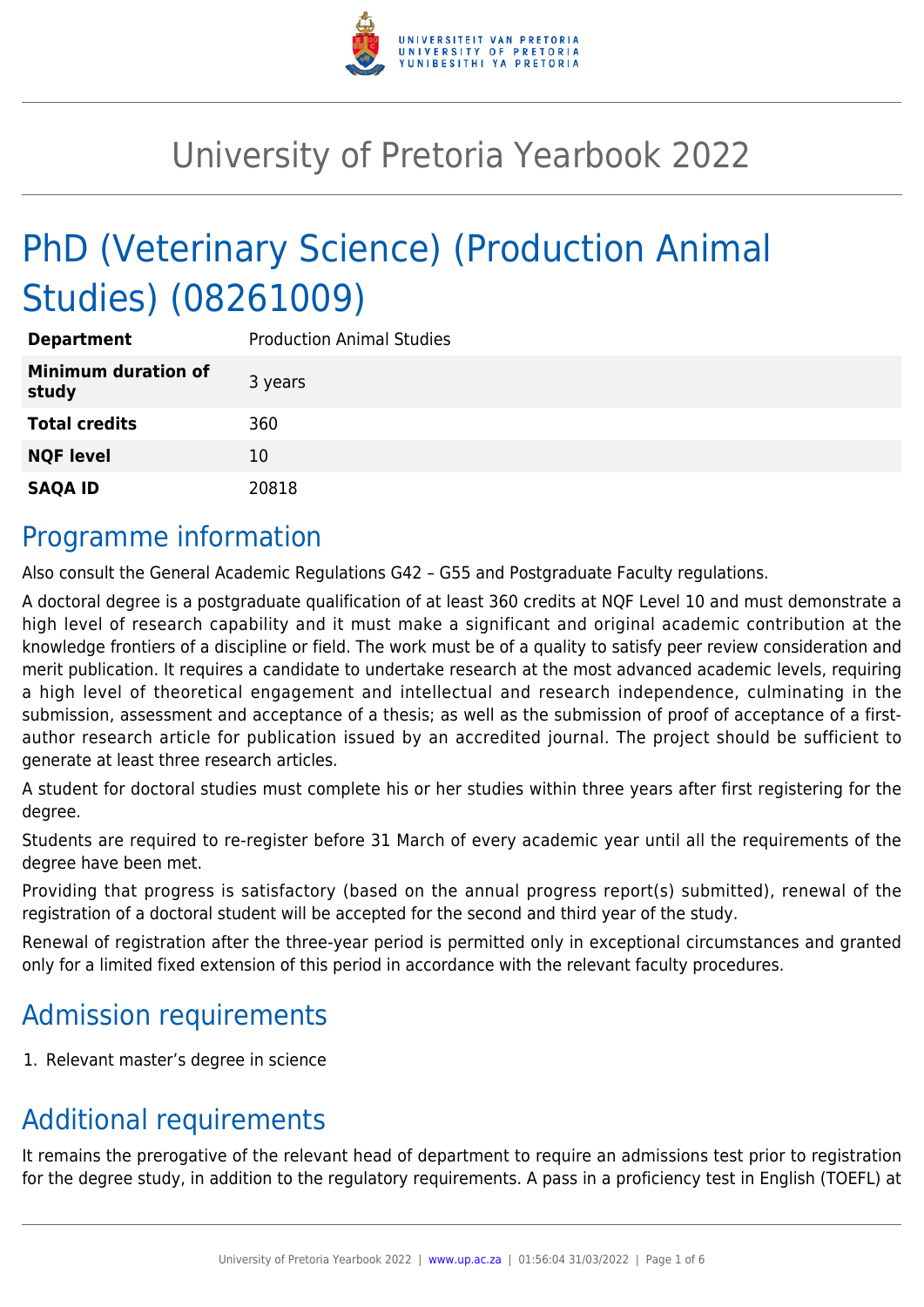# University of Pretoria Yearbook 2022

# PhD (Veterinary Science) (Production Animal Studies) (08261009)

| | |
|---|---|
| **Department** | Production Animal Studies |
| **Minimum duration of study** | 3 years |
| **Total credits** | 360 |
| **NQF level** | 10 |
| **SAQA ID** | 20818 |

## Programme information

Also consult the General Academic Regulations G42 – G55 and Postgraduate Faculty regulations.

A doctoral degree is a postgraduate qualification of at least 360 credits at NQF Level 10 and must demonstrate a high level of research capability and it must make a significant and original academic contribution at the knowledge frontiers of a discipline or field. The work must be of a quality to satisfy peer review consideration and merit publication. It requires a candidate to undertake research at the most advanced academic levels, requiring a high level of theoretical engagement and intellectual and research independence, culminating in the submission, assessment and acceptance of a thesis; as well as the submission of proof of acceptance of a first-author research article for publication issued by an accredited journal. The project should be sufficient to generate at least three research articles.

A student for doctoral studies must complete his or her studies within three years after first registering for the degree.

Students are required to re-register before 31 March of every academic year until all the requirements of the degree have been met.

Providing that progress is satisfactory (based on the annual progress report(s) submitted), renewal of the registration of a doctoral student will be accepted for the second and third year of the study.

Renewal of registration after the three-year period is permitted only in exceptional circumstances and granted only for a limited fixed extension of this period in accordance with the relevant faculty procedures.

## Admission requirements

1. Relevant master's degree in science

## Additional requirements

It remains the prerogative of the relevant head of department to require an admissions test prior to registration for the degree study, in addition to the regulatory requirements. A pass in a proficiency test in English (TOEFL) at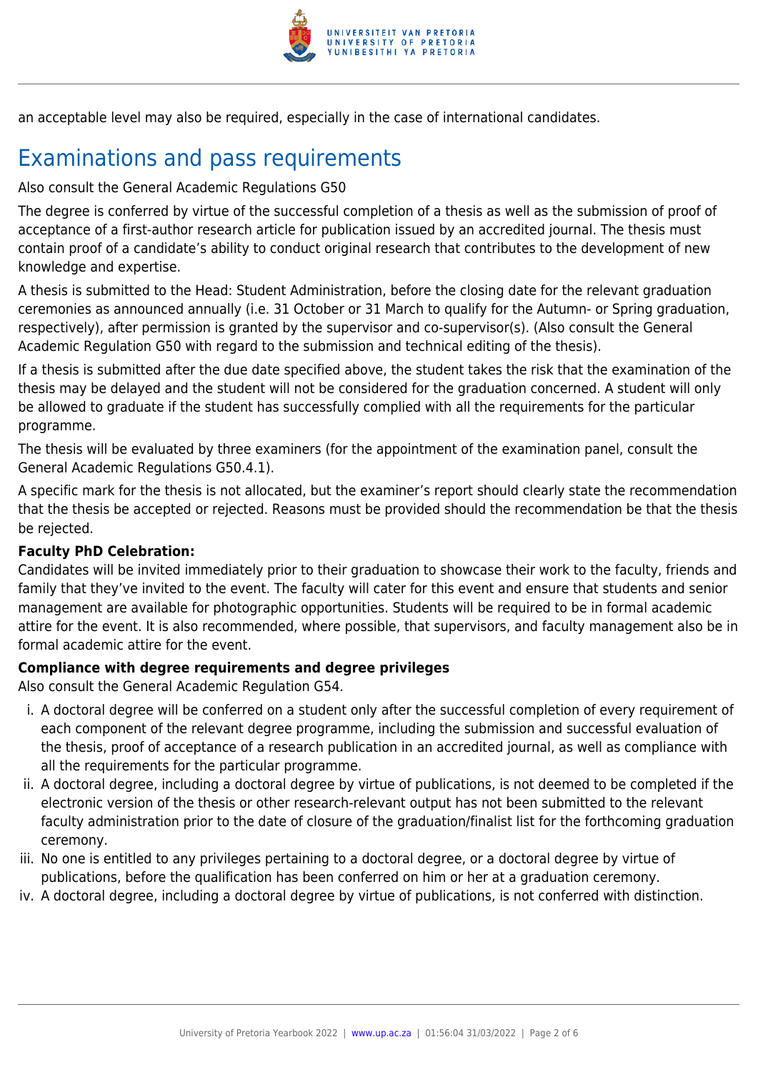an acceptable level may also be required, especially in the case of international candidates.

## Examinations and pass requirements

Also consult the General Academic Regulations G50

The degree is conferred by virtue of the successful completion of a thesis as well as the submission of proof of acceptance of a first-author research article for publication issued by an accredited journal. The thesis must contain proof of a candidate's ability to conduct original research that contributes to the development of new knowledge and expertise.

A thesis is submitted to the Head: Student Administration, before the closing date for the relevant graduation ceremonies as announced annually (i.e. 31 October or 31 March to qualify for the Autumn- or Spring graduation, respectively), after permission is granted by the supervisor and co-supervisor(s). (Also consult the General Academic Regulation G50 with regard to the submission and technical editing of the thesis).

If a thesis is submitted after the due date specified above, the student takes the risk that the examination of the thesis may be delayed and the student will not be considered for the graduation concerned. A student will only be allowed to graduate if the student has successfully complied with all the requirements for the particular programme.

The thesis will be evaluated by three examiners (for the appointment of the examination panel, consult the General Academic Regulations G50.4.1).

A specific mark for the thesis is not allocated, but the examiner's report should clearly state the recommendation that the thesis be accepted or rejected. Reasons must be provided should the recommendation be that the thesis be rejected.

**Faculty PhD Celebration:**
Candidates will be invited immediately prior to their graduation to showcase their work to the faculty, friends and family that they've invited to the event. The faculty will cater for this event and ensure that students and senior management are available for photographic opportunities. Students will be required to be in formal academic attire for the event. It is also recommended, where possible, that supervisors, and faculty management also be in formal academic attire for the event.

**Compliance with degree requirements and degree privileges**
Also consult the General Academic Regulation G54.

i. A doctoral degree will be conferred on a student only after the successful completion of every requirement of each component of the relevant degree programme, including the submission and successful evaluation of the thesis, proof of acceptance of a research publication in an accredited journal, as well as compliance with all the requirements for the particular programme.
ii. A doctoral degree, including a doctoral degree by virtue of publications, is not deemed to be completed if the electronic version of the thesis or other research-relevant output has not been submitted to the relevant faculty administration prior to the date of closure of the graduation/finalist list for the forthcoming graduation ceremony.
iii. No one is entitled to any privileges pertaining to a doctoral degree, or a doctoral degree by virtue of publications, before the qualification has been conferred on him or her at a graduation ceremony.
iv. A doctoral degree, including a doctoral degree by virtue of publications, is not conferred with distinction.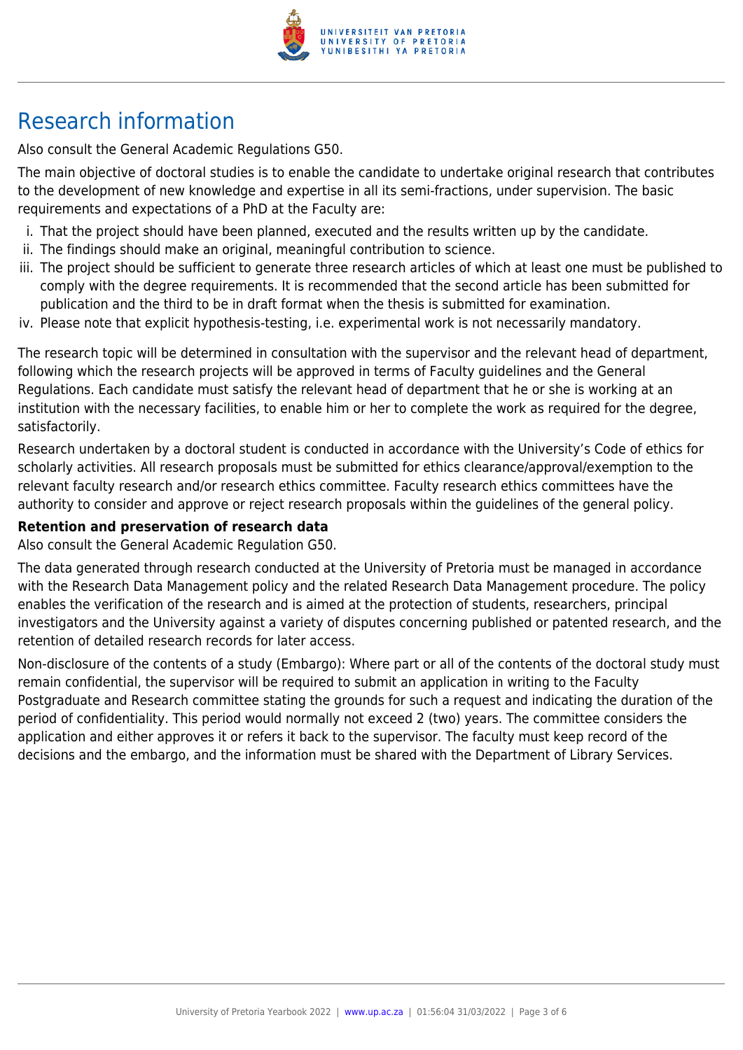# Research information

Also consult the General Academic Regulations G50.

The main objective of doctoral studies is to enable the candidate to undertake original research that contributes to the development of new knowledge and expertise in all its semi-fractions, under supervision. The basic requirements and expectations of a PhD at the Faculty are:

i. That the project should have been planned, executed and the results written up by the candidate.
ii. The findings should make an original, meaningful contribution to science.
iii. The project should be sufficient to generate three research articles of which at least one must be published to comply with the degree requirements. It is recommended that the second article has been submitted for publication and the third to be in draft format when the thesis is submitted for examination.
iv. Please note that explicit hypothesis-testing, i.e. experimental work is not necessarily mandatory.

The research topic will be determined in consultation with the supervisor and the relevant head of department, following which the research projects will be approved in terms of Faculty guidelines and the General Regulations. Each candidate must satisfy the relevant head of department that he or she is working at an institution with the necessary facilities, to enable him or her to complete the work as required for the degree, satisfactorily.

Research undertaken by a doctoral student is conducted in accordance with the University's Code of ethics for scholarly activities. All research proposals must be submitted for ethics clearance/approval/exemption to the relevant faculty research and/or research ethics committee. Faculty research ethics committees have the authority to consider and approve or reject research proposals within the guidelines of the general policy.

**Retention and preservation of research data**

Also consult the General Academic Regulation G50.

The data generated through research conducted at the University of Pretoria must be managed in accordance with the Research Data Management policy and the related Research Data Management procedure. The policy enables the verification of the research and is aimed at the protection of students, researchers, principal investigators and the University against a variety of disputes concerning published or patented research, and the retention of detailed research records for later access.

Non-disclosure of the contents of a study (Embargo): Where part or all of the contents of the doctoral study must remain confidential, the supervisor will be required to submit an application in writing to the Faculty Postgraduate and Research committee stating the grounds for such a request and indicating the duration of the period of confidentiality. This period would normally not exceed 2 (two) years. The committee considers the application and either approves it or refers it back to the supervisor. The faculty must keep record of the decisions and the embargo, and the information must be shared with the Department of Library Services.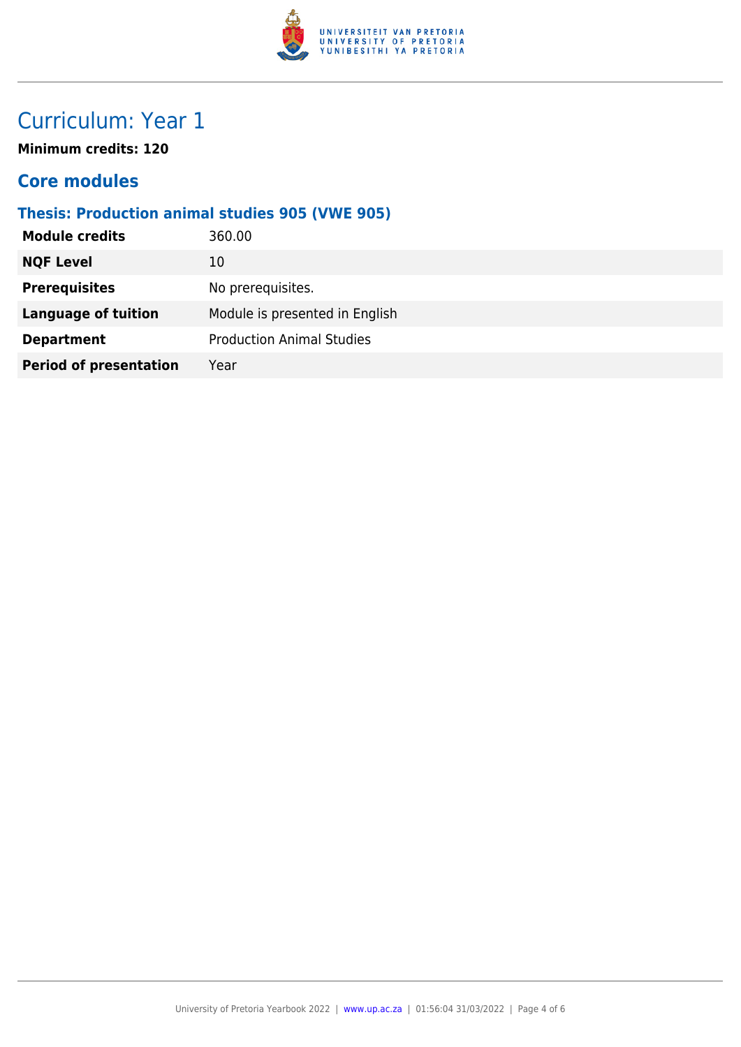# Curriculum: Year 1

**Minimum credits: 120**

## Core modules

### Thesis: Production animal studies 905 (VWE 905)

| | |
|---|---|
| **Module credits** | 360.00 |
| **NQF Level** | 10 |
| **Prerequisites** | No prerequisites. |
| **Language of tuition** | Module is presented in English |
| **Department** | Production Animal Studies |
| **Period of presentation** | Year |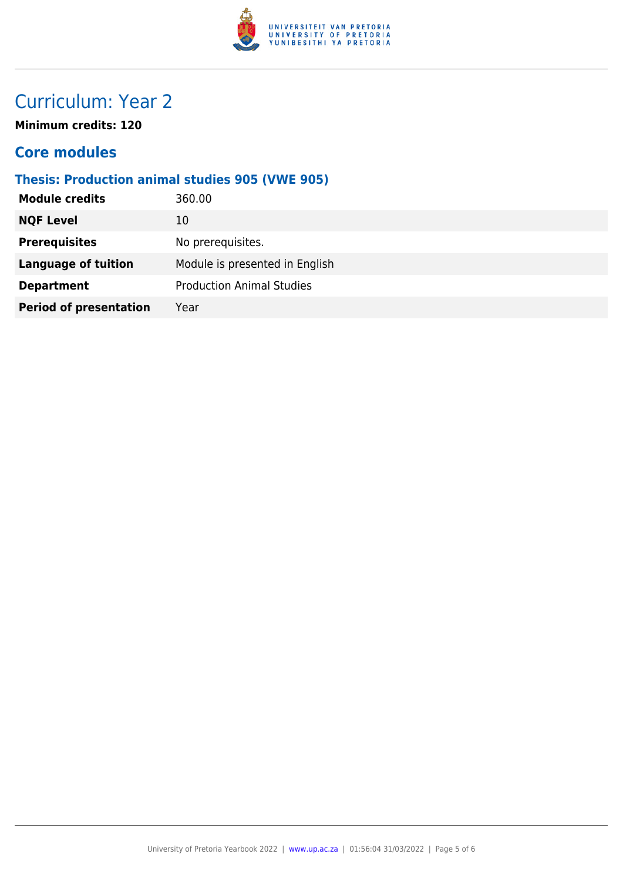# Curriculum: Year 2

**Minimum credits: 120**

## Core modules

### Thesis: Production animal studies 905 (VWE 905)

| | |
|---|---|
| **Module credits** | 360.00 |
| **NQF Level** | 10 |
| **Prerequisites** | No prerequisites. |
| **Language of tuition** | Module is presented in English |
| **Department** | Production Animal Studies |
| **Period of presentation** | Year |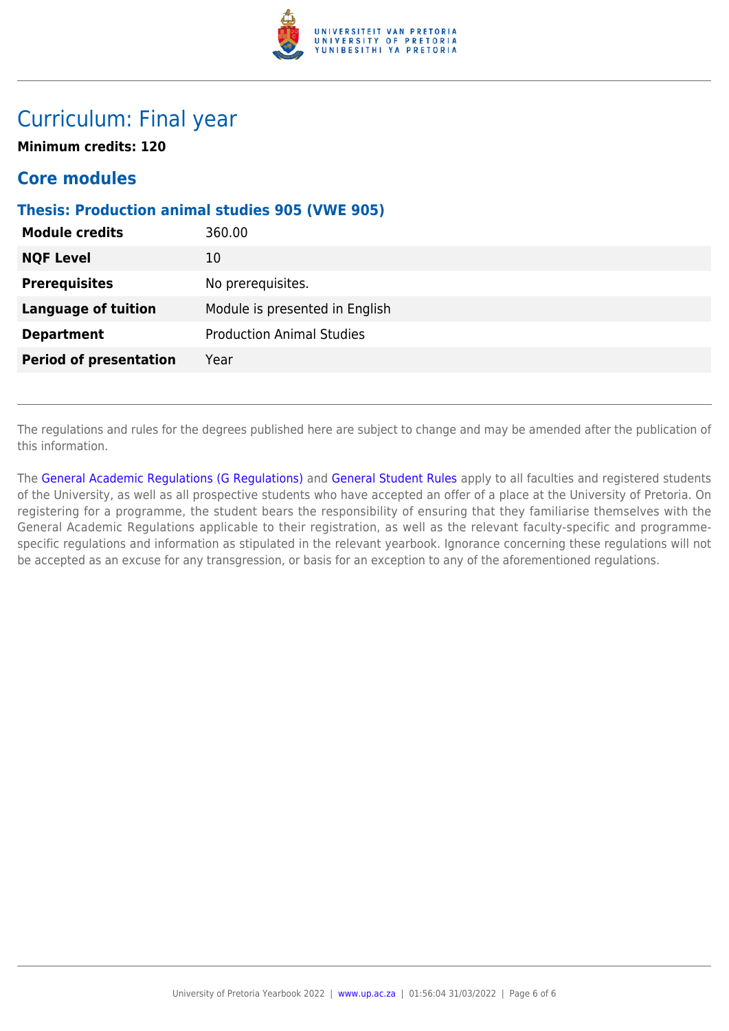# Curriculum: Final year

**Minimum credits: 120**

## Core modules

### Thesis: Production animal studies 905 (VWE 905)

| | |
|---|---|
| **Module credits** | 360.00 |
| **NQF Level** | 10 |
| **Prerequisites** | No prerequisites. |
| **Language of tuition** | Module is presented in English |
| **Department** | Production Animal Studies |
| **Period of presentation** | Year |

The regulations and rules for the degrees published here are subject to change and may be amended after the publication of this information.

The General Academic Regulations (G Regulations) and General Student Rules apply to all faculties and registered students of the University, as well as all prospective students who have accepted an offer of a place at the University of Pretoria. On registering for a programme, the student bears the responsibility of ensuring that they familiarise themselves with the General Academic Regulations applicable to their registration, as well as the relevant faculty-specific and programme-specific regulations and information as stipulated in the relevant yearbook. Ignorance concerning these regulations will not be accepted as an excuse for any transgression, or basis for an exception to any of the aforementioned regulations.